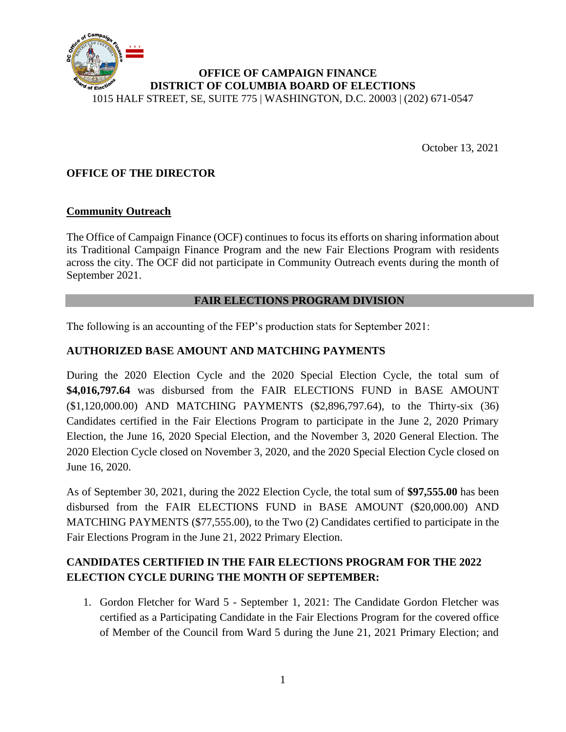**OFFICE OF CAMPAIGN FINANCE**
**DISTRICT OF COLUMBIA BOARD OF ELECTIONS**
1015 HALF STREET, SE, SUITE 775 | WASHINGTON, D.C. 20003 | (202) 671-0547

October 13, 2021

## OFFICE OF THE DIRECTOR

### Community Outreach

The Office of Campaign Finance (OCF) continues to focus its efforts on sharing information about its Traditional Campaign Finance Program and the new Fair Elections Program with residents across the city. The OCF did not participate in Community Outreach events during the month of September 2021.

## FAIR ELECTIONS PROGRAM DIVISION

The following is an accounting of the FEP's production stats for September 2021:

### AUTHORIZED BASE AMOUNT AND MATCHING PAYMENTS

During the 2020 Election Cycle and the 2020 Special Election Cycle, the total sum of **$4,016,797.64** was disbursed from the FAIR ELECTIONS FUND in BASE AMOUNT ($1,120,000.00) AND MATCHING PAYMENTS ($2,896,797.64), to the Thirty-six (36) Candidates certified in the Fair Elections Program to participate in the June 2, 2020 Primary Election, the June 16, 2020 Special Election, and the November 3, 2020 General Election. The 2020 Election Cycle closed on November 3, 2020, and the 2020 Special Election Cycle closed on June 16, 2020.

As of September 30, 2021, during the 2022 Election Cycle, the total sum of **$97,555.00** has been disbursed from the FAIR ELECTIONS FUND in BASE AMOUNT ($20,000.00) AND MATCHING PAYMENTS ($77,555.00), to the Two (2) Candidates certified to participate in the Fair Elections Program in the June 21, 2022 Primary Election.

### CANDIDATES CERTIFIED IN THE FAIR ELECTIONS PROGRAM FOR THE 2022 ELECTION CYCLE DURING THE MONTH OF SEPTEMBER:

1. Gordon Fletcher for Ward 5 - September 1, 2021: The Candidate Gordon Fletcher was certified as a Participating Candidate in the Fair Elections Program for the covered office of Member of the Council from Ward 5 during the June 21, 2021 Primary Election; and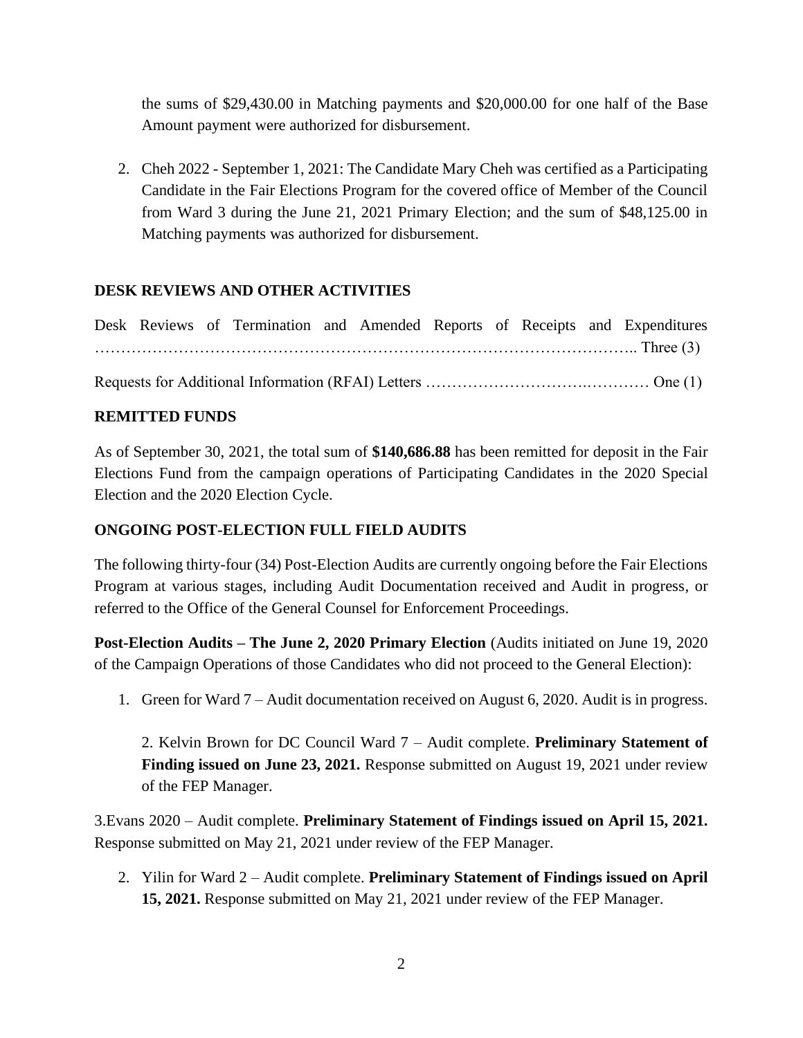the sums of $29,430.00 in Matching payments and $20,000.00 for one half of the Base Amount payment were authorized for disbursement.

2. Cheh 2022 - September 1, 2021: The Candidate Mary Cheh was certified as a Participating Candidate in the Fair Elections Program for the covered office of Member of the Council from Ward 3 during the June 21, 2021 Primary Election; and the sum of $48,125.00 in Matching payments was authorized for disbursement.

**DESK REVIEWS AND OTHER ACTIVITIES**

Desk Reviews of Termination and Amended Reports of Receipts and Expenditures ……………………………………………………………………………………….. Three (3)

Requests for Additional Information (RFAI) Letters ……………………….………… One (1)

**REMITTED FUNDS**

As of September 30, 2021, the total sum of **$140,686.88** has been remitted for deposit in the Fair Elections Fund from the campaign operations of Participating Candidates in the 2020 Special Election and the 2020 Election Cycle.

**ONGOING POST-ELECTION FULL FIELD AUDITS**

The following thirty-four (34) Post-Election Audits are currently ongoing before the Fair Elections Program at various stages, including Audit Documentation received and Audit in progress, or referred to the Office of the General Counsel for Enforcement Proceedings.

**Post-Election Audits – The June 2, 2020 Primary Election** (Audits initiated on June 19, 2020 of the Campaign Operations of those Candidates who did not proceed to the General Election):

1. Green for Ward 7 – Audit documentation received on August 6, 2020. Audit is in progress.

2. Kelvin Brown for DC Council Ward 7 – Audit complete. **Preliminary Statement of Finding issued on June 23, 2021.** Response submitted on August 19, 2021 under review of the FEP Manager.

3.Evans 2020 – Audit complete. **Preliminary Statement of Findings issued on April 15, 2021.** Response submitted on May 21, 2021 under review of the FEP Manager.

2. Yilin for Ward 2 – Audit complete. **Preliminary Statement of Findings issued on April 15, 2021.** Response submitted on May 21, 2021 under review of the FEP Manager.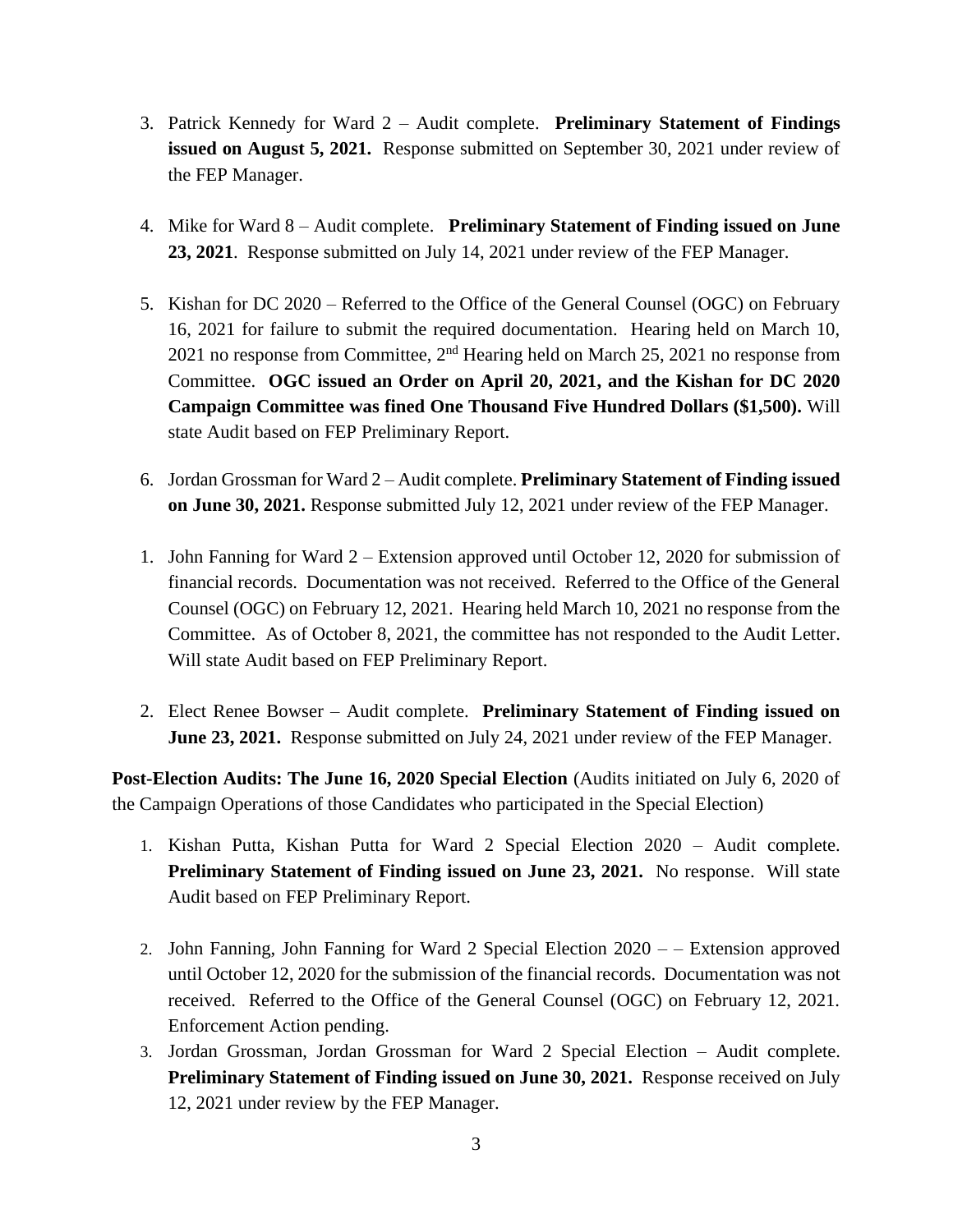3. Patrick Kennedy for Ward 2 – Audit complete. **Preliminary Statement of Findings issued on August 5, 2021.** Response submitted on September 30, 2021 under review of the FEP Manager.

4. Mike for Ward 8 – Audit complete. **Preliminary Statement of Finding issued on June 23, 2021**. Response submitted on July 14, 2021 under review of the FEP Manager.

5. Kishan for DC 2020 – Referred to the Office of the General Counsel (OGC) on February 16, 2021 for failure to submit the required documentation. Hearing held on March 10, 2021 no response from Committee, 2nd Hearing held on March 25, 2021 no response from Committee. **OGC issued an Order on April 20, 2021, and the Kishan for DC 2020 Campaign Committee was fined One Thousand Five Hundred Dollars ($1,500).** Will state Audit based on FEP Preliminary Report.

6. Jordan Grossman for Ward 2 – Audit complete. **Preliminary Statement of Finding issued on June 30, 2021.** Response submitted July 12, 2021 under review of the FEP Manager.

1. John Fanning for Ward 2 – Extension approved until October 12, 2020 for submission of financial records. Documentation was not received. Referred to the Office of the General Counsel (OGC) on February 12, 2021. Hearing held March 10, 2021 no response from the Committee. As of October 8, 2021, the committee has not responded to the Audit Letter. Will state Audit based on FEP Preliminary Report.

2. Elect Renee Bowser – Audit complete. **Preliminary Statement of Finding issued on June 23, 2021.** Response submitted on July 24, 2021 under review of the FEP Manager.

**Post-Election Audits: The June 16, 2020 Special Election** (Audits initiated on July 6, 2020 of the Campaign Operations of those Candidates who participated in the Special Election)

1. Kishan Putta, Kishan Putta for Ward 2 Special Election 2020 – Audit complete. **Preliminary Statement of Finding issued on June 23, 2021.** No response. Will state Audit based on FEP Preliminary Report.

2. John Fanning, John Fanning for Ward 2 Special Election 2020 – – Extension approved until October 12, 2020 for the submission of the financial records. Documentation was not received. Referred to the Office of the General Counsel (OGC) on February 12, 2021. Enforcement Action pending.

3. Jordan Grossman, Jordan Grossman for Ward 2 Special Election – Audit complete. **Preliminary Statement of Finding issued on June 30, 2021.** Response received on July 12, 2021 under review by the FEP Manager.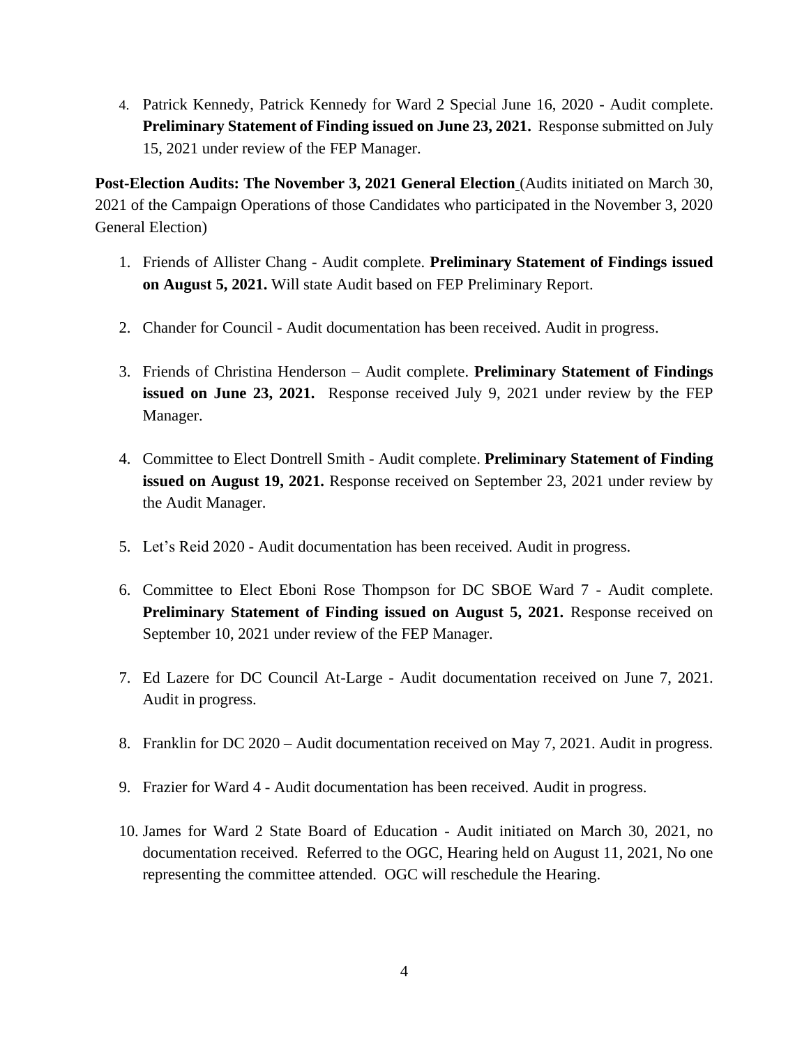4. Patrick Kennedy, Patrick Kennedy for Ward 2 Special June 16, 2020 - Audit complete. **Preliminary Statement of Finding issued on June 23, 2021.** Response submitted on July 15, 2021 under review of the FEP Manager.

**Post-Election Audits: The November 3, 2021 General Election** (Audits initiated on March 30, 2021 of the Campaign Operations of those Candidates who participated in the November 3, 2020 General Election)

1. Friends of Allister Chang - Audit complete. **Preliminary Statement of Findings issued on August 5, 2021.** Will state Audit based on FEP Preliminary Report.

2. Chander for Council - Audit documentation has been received. Audit in progress.

3. Friends of Christina Henderson – Audit complete. **Preliminary Statement of Findings issued on June 23, 2021.** Response received July 9, 2021 under review by the FEP Manager.

4. Committee to Elect Dontrell Smith - Audit complete. **Preliminary Statement of Finding issued on August 19, 2021.** Response received on September 23, 2021 under review by the Audit Manager.

5. Let's Reid 2020 - Audit documentation has been received. Audit in progress.

6. Committee to Elect Eboni Rose Thompson for DC SBOE Ward 7 - Audit complete. **Preliminary Statement of Finding issued on August 5, 2021.** Response received on September 10, 2021 under review of the FEP Manager.

7. Ed Lazere for DC Council At-Large - Audit documentation received on June 7, 2021. Audit in progress.

8. Franklin for DC 2020 – Audit documentation received on May 7, 2021. Audit in progress.

9. Frazier for Ward 4 - Audit documentation has been received. Audit in progress.

10. James for Ward 2 State Board of Education - Audit initiated on March 30, 2021, no documentation received. Referred to the OGC, Hearing held on August 11, 2021, No one representing the committee attended. OGC will reschedule the Hearing.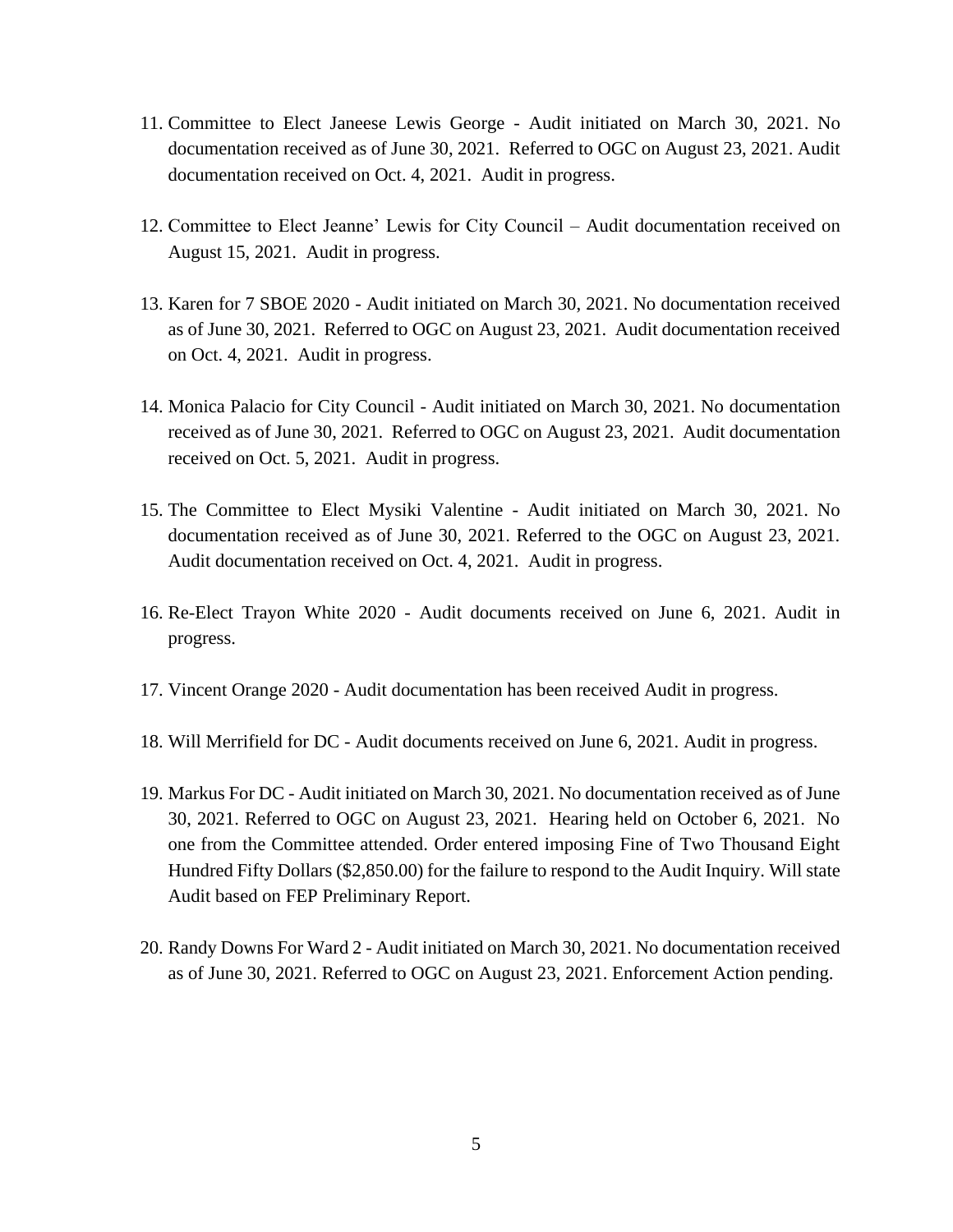11. Committee to Elect Janeese Lewis George - Audit initiated on March 30, 2021. No documentation received as of June 30, 2021. Referred to OGC on August 23, 2021. Audit documentation received on Oct. 4, 2021. Audit in progress.

12. Committee to Elect Jeanne' Lewis for City Council – Audit documentation received on August 15, 2021. Audit in progress.

13. Karen for 7 SBOE 2020 - Audit initiated on March 30, 2021. No documentation received as of June 30, 2021. Referred to OGC on August 23, 2021. Audit documentation received on Oct. 4, 2021. Audit in progress.

14. Monica Palacio for City Council - Audit initiated on March 30, 2021. No documentation received as of June 30, 2021. Referred to OGC on August 23, 2021. Audit documentation received on Oct. 5, 2021. Audit in progress.

15. The Committee to Elect Mysiki Valentine - Audit initiated on March 30, 2021. No documentation received as of June 30, 2021. Referred to the OGC on August 23, 2021. Audit documentation received on Oct. 4, 2021. Audit in progress.

16. Re-Elect Trayon White 2020 - Audit documents received on June 6, 2021. Audit in progress.

17. Vincent Orange 2020 - Audit documentation has been received Audit in progress.

18. Will Merrifield for DC - Audit documents received on June 6, 2021. Audit in progress.

19. Markus For DC - Audit initiated on March 30, 2021. No documentation received as of June 30, 2021. Referred to OGC on August 23, 2021. Hearing held on October 6, 2021. No one from the Committee attended. Order entered imposing Fine of Two Thousand Eight Hundred Fifty Dollars ($2,850.00) for the failure to respond to the Audit Inquiry. Will state Audit based on FEP Preliminary Report.

20. Randy Downs For Ward 2 - Audit initiated on March 30, 2021. No documentation received as of June 30, 2021. Referred to OGC on August 23, 2021. Enforcement Action pending.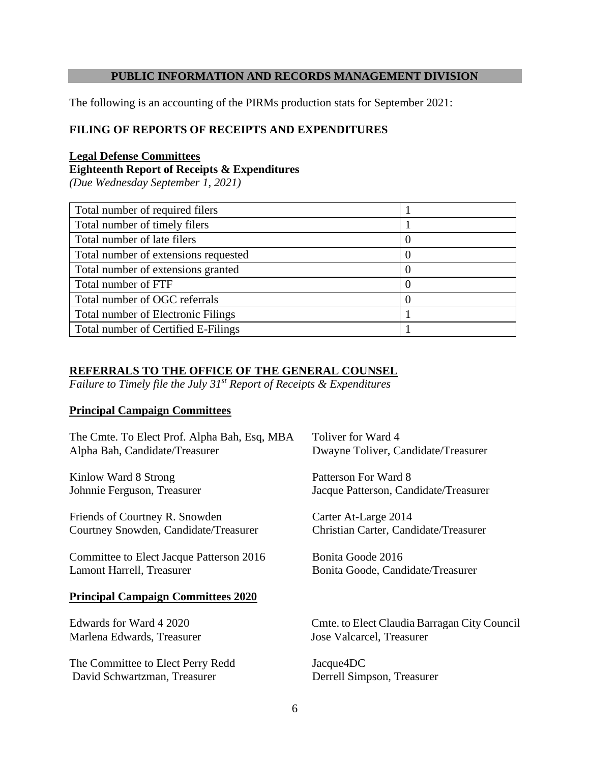## PUBLIC INFORMATION AND RECORDS MANAGEMENT DIVISION

The following is an accounting of the PIRMs production stats for September 2021:

### FILING OF REPORTS OF RECEIPTS AND EXPENDITURES

**Legal Defense Committees**
**Eighteenth Report of Receipts & Expenditures**
*(Due Wednesday September 1, 2021)*

| | |
|---|---|
| Total number of required filers | 1 |
| Total number of timely filers | 1 |
| Total number of late filers | 0 |
| Total number of extensions requested | 0 |
| Total number of extensions granted | 0 |
| Total number of FTF | 0 |
| Total number of OGC referrals | 0 |
| Total number of Electronic Filings | 1 |
| Total number of Certified E-Filings | 1 |

### REFERRALS TO THE OFFICE OF THE GENERAL COUNSEL

*Failure to Timely file the July 31st Report of Receipts & Expenditures*

**Principal Campaign Committees**

The Cmte. To Elect Prof. Alpha Bah, Esq, MBA
Alpha Bah, Candidate/Treasurer

Toliver for Ward 4
Dwayne Toliver, Candidate/Treasurer

Kinlow Ward 8 Strong
Johnnie Ferguson, Treasurer

Patterson For Ward 8
Jacque Patterson, Candidate/Treasurer

Friends of Courtney R. Snowden
Courtney Snowden, Candidate/Treasurer

Carter At-Large 2014
Christian Carter, Candidate/Treasurer

Committee to Elect Jacque Patterson 2016
Lamont Harrell, Treasurer

Bonita Goode 2016
Bonita Goode, Candidate/Treasurer

**Principal Campaign Committees 2020**

Edwards for Ward 4 2020
Marlena Edwards, Treasurer

Cmte. to Elect Claudia Barragan City Council
Jose Valcarcel, Treasurer

The Committee to Elect Perry Redd
David Schwartzman, Treasurer

Jacque4DC
Derrell Simpson, Treasurer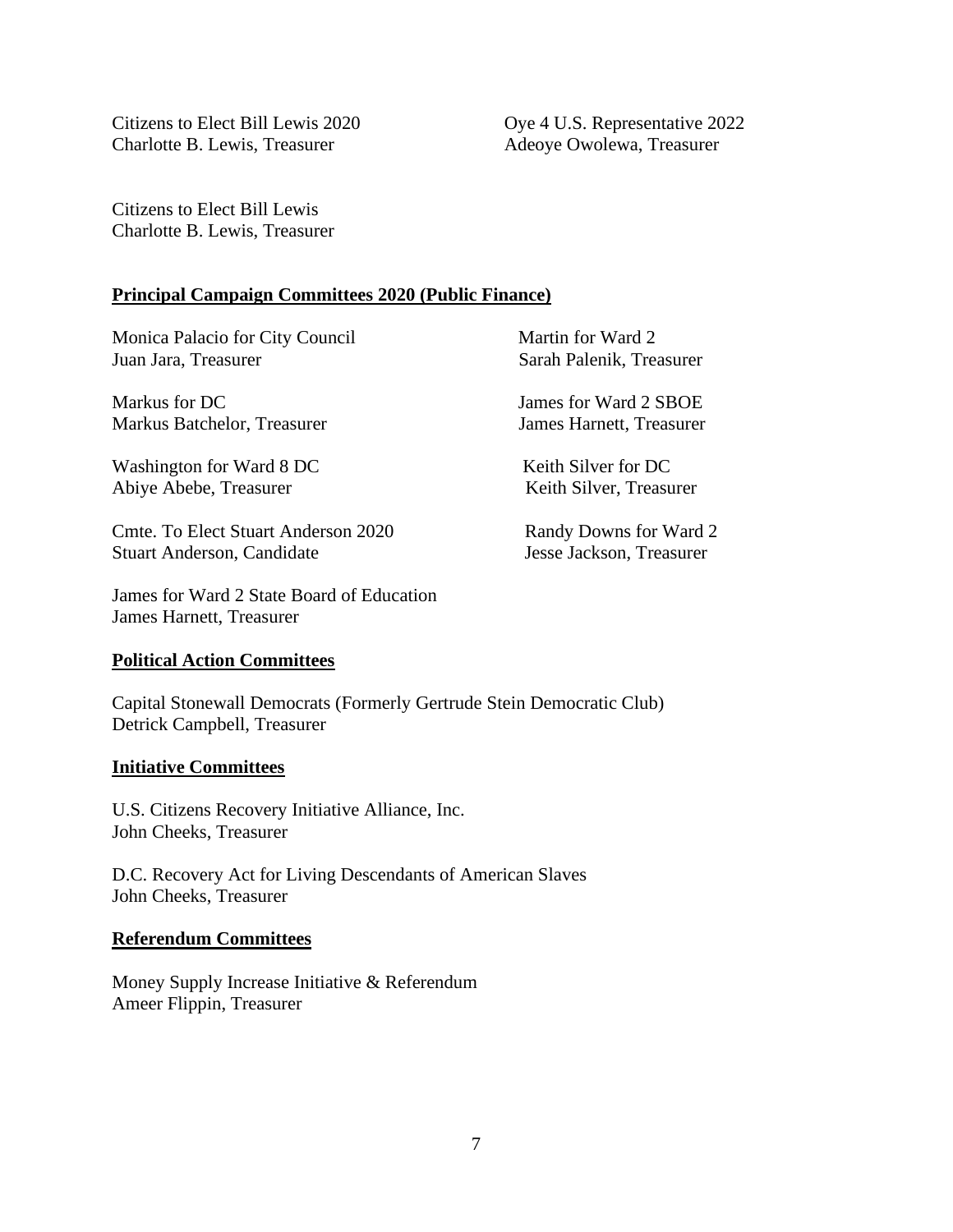Citizens to Elect Bill Lewis 2020
Charlotte B. Lewis, Treasurer

Oye 4 U.S. Representative 2022
Adeoye Owolewa, Treasurer

Citizens to Elect Bill Lewis
Charlotte B. Lewis, Treasurer

**Principal Campaign Committees 2020 (Public Finance)**

Monica Palacio for City Council
Juan Jara, Treasurer

Martin for Ward 2
Sarah Palenik, Treasurer

Markus for DC
Markus Batchelor, Treasurer

James for Ward 2 SBOE
James Harnett, Treasurer

Washington for Ward 8 DC
Abiye Abebe, Treasurer

Keith Silver for DC
Keith Silver, Treasurer

Cmte. To Elect Stuart Anderson 2020
Stuart Anderson, Candidate

Randy Downs for Ward 2
Jesse Jackson, Treasurer

James for Ward 2 State Board of Education
James Harnett, Treasurer

**Political Action Committees**

Capital Stonewall Democrats (Formerly Gertrude Stein Democratic Club)
Detrick Campbell, Treasurer

**Initiative Committees**

U.S. Citizens Recovery Initiative Alliance, Inc.
John Cheeks, Treasurer

D.C. Recovery Act for Living Descendants of American Slaves
John Cheeks, Treasurer

**Referendum Committees**

Money Supply Increase Initiative & Referendum
Ameer Flippin, Treasurer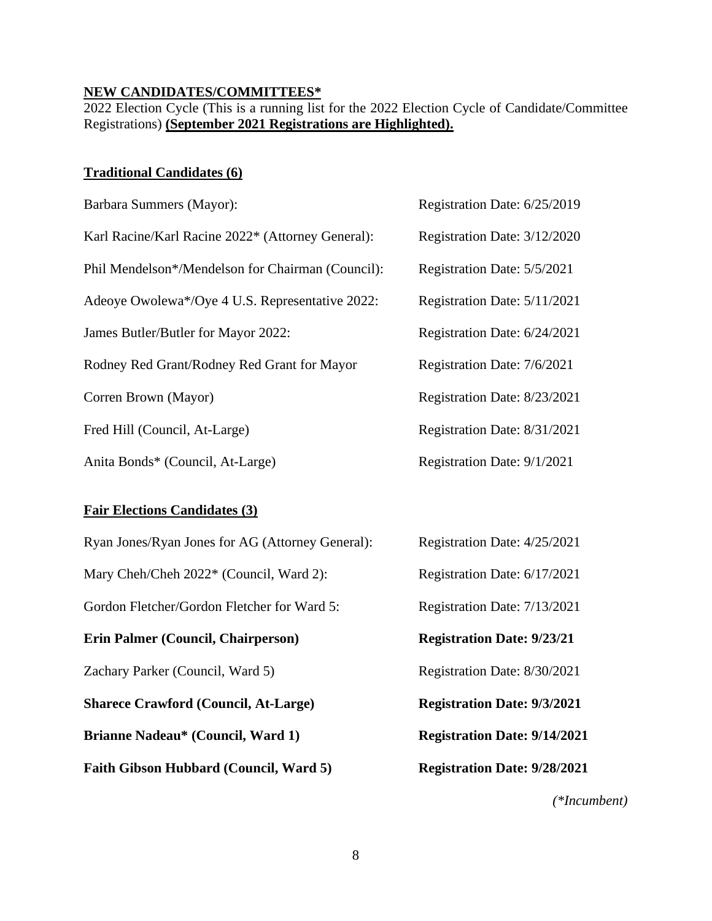**NEW CANDIDATES/COMMITTEES***

2022 Election Cycle (This is a running list for the 2022 Election Cycle of Candidate/Committee Registrations) **(September 2021 Registrations are Highlighted).**

**Traditional Candidates (6)**

| | |
|---|---|
| Barbara Summers (Mayor): | Registration Date: 6/25/2019 |
| Karl Racine/Karl Racine 2022* (Attorney General): | Registration Date: 3/12/2020 |
| Phil Mendelson*/Mendelson for Chairman (Council): | Registration Date: 5/5/2021 |
| Adeoye Owolewa*/Oye 4 U.S. Representative 2022: | Registration Date: 5/11/2021 |
| James Butler/Butler for Mayor 2022: | Registration Date: 6/24/2021 |
| Rodney Red Grant/Rodney Red Grant for Mayor | Registration Date: 7/6/2021 |
| Corren Brown (Mayor) | Registration Date: 8/23/2021 |
| Fred Hill (Council, At-Large) | Registration Date: 8/31/2021 |
| Anita Bonds* (Council, At-Large) | Registration Date: 9/1/2021 |

**Fair Elections Candidates (3)**

| | |
|---|---|
| Ryan Jones/Ryan Jones for AG (Attorney General): | Registration Date: 4/25/2021 |
| Mary Cheh/Cheh 2022* (Council, Ward 2): | Registration Date: 6/17/2021 |
| Gordon Fletcher/Gordon Fletcher for Ward 5: | Registration Date: 7/13/2021 |
| **Erin Palmer (Council, Chairperson)** | **Registration Date: 9/23/21** |
| Zachary Parker (Council, Ward 5) | Registration Date: 8/30/2021 |
| **Sharece Crawford (Council, At-Large)** | **Registration Date: 9/3/2021** |
| **Brianne Nadeau* (Council, Ward 1)** | **Registration Date: 9/14/2021** |
| **Faith Gibson Hubbard (Council, Ward 5)** | **Registration Date: 9/28/2021** |

*(*Incumbent)*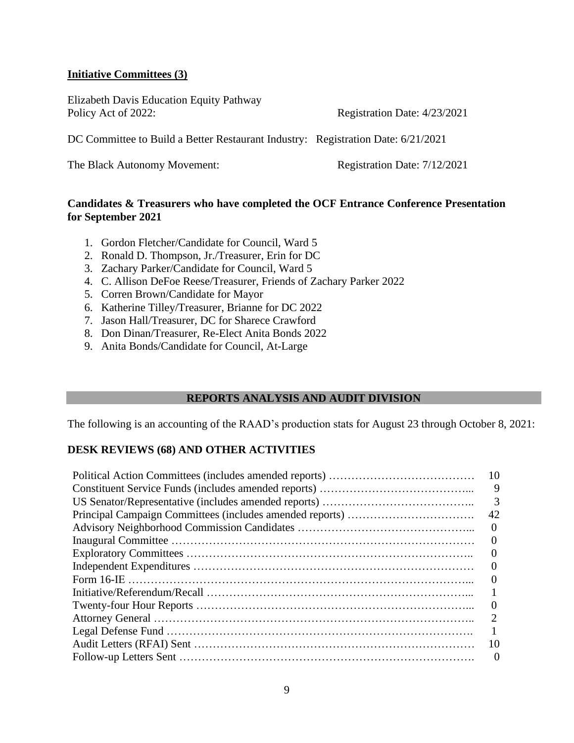**Initiative Committees (3)**

Elizabeth Davis Education Equity Pathway Policy Act of 2022: Registration Date: 4/23/2021

DC Committee to Build a Better Restaurant Industry: Registration Date: 6/21/2021

The Black Autonomy Movement: Registration Date: 7/12/2021

**Candidates & Treasurers who have completed the OCF Entrance Conference Presentation for September 2021**

1. Gordon Fletcher/Candidate for Council, Ward 5
2. Ronald D. Thompson, Jr./Treasurer, Erin for DC
3. Zachary Parker/Candidate for Council, Ward 5
4. C. Allison DeFoe Reese/Treasurer, Friends of Zachary Parker 2022
5. Corren Brown/Candidate for Mayor
6. Katherine Tilley/Treasurer, Brianne for DC 2022
7. Jason Hall/Treasurer, DC for Sharece Crawford
8. Don Dinan/Treasurer, Re-Elect Anita Bonds 2022
9. Anita Bonds/Candidate for Council, At-Large

## REPORTS ANALYSIS AND AUDIT DIVISION

The following is an accounting of the RAAD's production stats for August 23 through October 8, 2021:

### DESK REVIEWS (68) AND OTHER ACTIVITIES

| Activity | Count |
|---|---|
| Political Action Committees (includes amended reports) | 10 |
| Constituent Service Funds (includes amended reports) | 9 |
| US Senator/Representative (includes amended reports) | 3 |
| Principal Campaign Committees (includes amended reports) | 42 |
| Advisory Neighborhood Commission Candidates | 0 |
| Inaugural Committee | 0 |
| Exploratory Committees | 0 |
| Independent Expenditures | 0 |
| Form 16-IE | 0 |
| Initiative/Referendum/Recall | 1 |
| Twenty-four Hour Reports | 0 |
| Attorney General | 2 |
| Legal Defense Fund | 1 |
| Audit Letters (RFAI) Sent | 10 |
| Follow-up Letters Sent | 0 |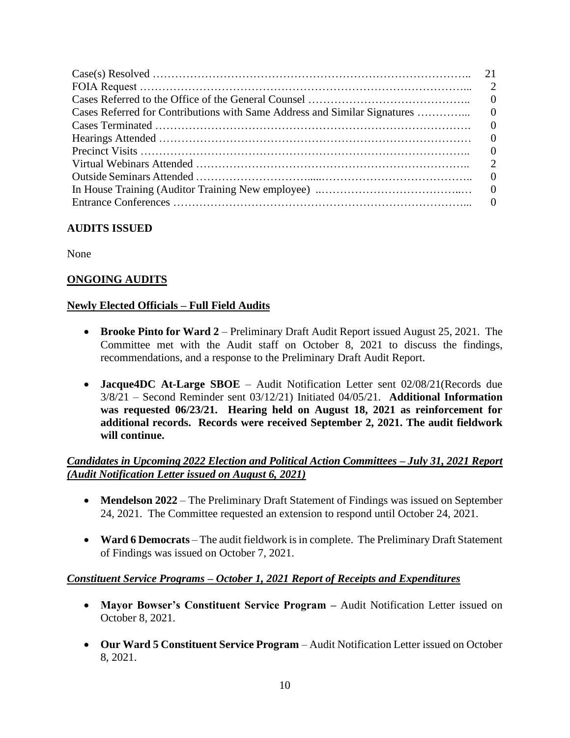| | |
|---|---|
| Case(s) Resolved | 21 |
| FOIA Request | 2 |
| Cases Referred to the Office of the General Counsel | 0 |
| Cases Referred for Contributions with Same Address and Similar Signatures | 0 |
| Cases Terminated | 0 |
| Hearings Attended | 0 |
| Precinct Visits | 0 |
| Virtual Webinars Attended | 2 |
| Outside Seminars Attended | 0 |
| In House Training (Auditor Training New employee) | 0 |
| Entrance Conferences | 0 |

**AUDITS ISSUED**

None

**ONGOING AUDITS**

**Newly Elected Officials – Full Field Audits**

- **Brooke Pinto for Ward 2** – Preliminary Draft Audit Report issued August 25, 2021. The Committee met with the Audit staff on October 8, 2021 to discuss the findings, recommendations, and a response to the Preliminary Draft Audit Report.

- **Jacque4DC At-Large SBOE** – Audit Notification Letter sent 02/08/21(Records due 3/8/21 – Second Reminder sent 03/12/21) Initiated 04/05/21. **Additional Information was requested 06/23/21. Hearing held on August 18, 2021 as reinforcement for additional records. Records were received September 2, 2021. The audit fieldwork will continue.**

***Candidates in Upcoming 2022 Election and Political Action Committees – July 31, 2021 Report (Audit Notification Letter issued on August 6, 2021)***

- **Mendelson 2022** – The Preliminary Draft Statement of Findings was issued on September 24, 2021. The Committee requested an extension to respond until October 24, 2021.

- **Ward 6 Democrats** – The audit fieldwork is in complete. The Preliminary Draft Statement of Findings was issued on October 7, 2021.

***Constituent Service Programs – October 1, 2021 Report of Receipts and Expenditures***

- **Mayor Bowser's Constituent Service Program –** Audit Notification Letter issued on October 8, 2021.

- **Our Ward 5 Constituent Service Program** – Audit Notification Letter issued on October 8, 2021.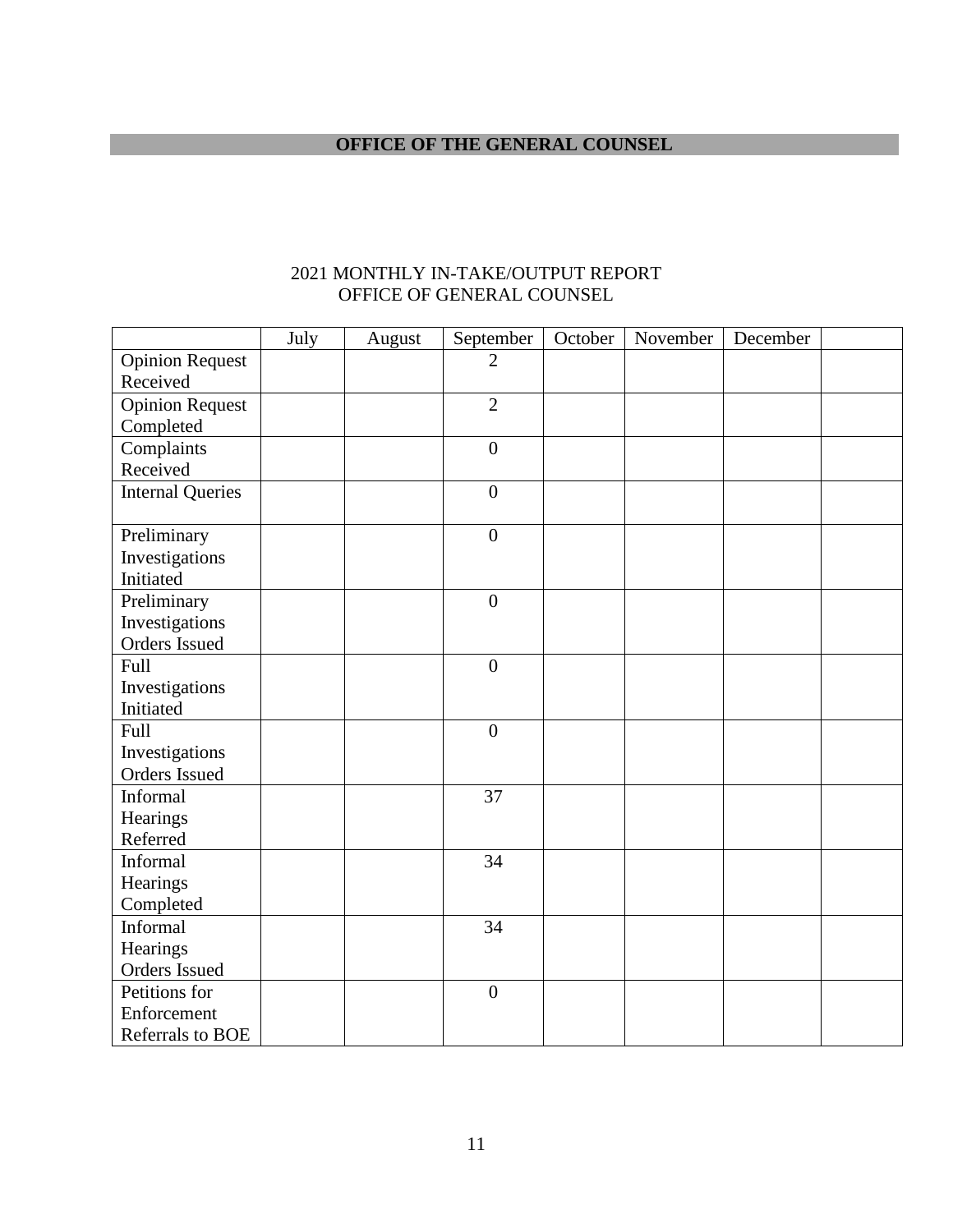# OFFICE OF THE GENERAL COUNSEL

2021 MONTHLY IN-TAKE/OUTPUT REPORT
OFFICE OF GENERAL COUNSEL

| | July | August | September | October | November | December | |
|---|---|---|---|---|---|---|---|
| Opinion Request Received | | | 2 | | | | |
| Opinion Request Completed | | | 2 | | | | |
| Complaints Received | | | 0 | | | | |
| Internal Queries | | | 0 | | | | |
| Preliminary Investigations Initiated | | | 0 | | | | |
| Preliminary Investigations Orders Issued | | | 0 | | | | |
| Full Investigations Initiated | | | 0 | | | | |
| Full Investigations Orders Issued | | | 0 | | | | |
| Informal Hearings Referred | | | 37 | | | | |
| Informal Hearings Completed | | | 34 | | | | |
| Informal Hearings Orders Issued | | | 34 | | | | |
| Petitions for Enforcement Referrals to BOE | | | 0 | | | | |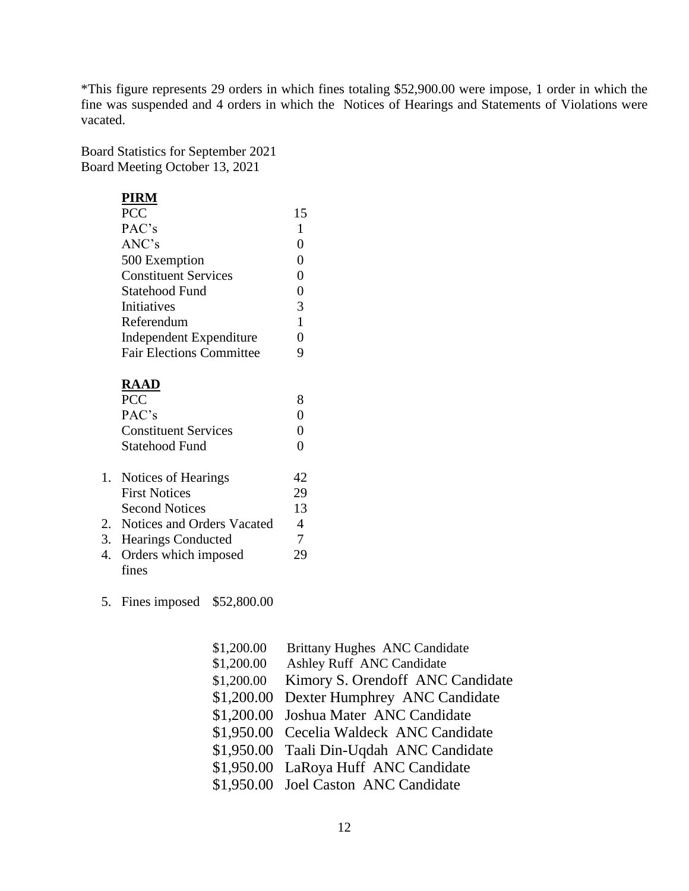*This figure represents 29 orders in which fines totaling $52,900.00 were impose, 1 order in which the fine was suspended and 4 orders in which the Notices of Hearings and Statements of Violations were vacated.

Board Statistics for September 2021
Board Meeting October 13, 2021

**PIRM**

| | |
|---|---|
| PCC | 15 |
| PAC's | 1 |
| ANC's | 0 |
| 500 Exemption | 0 |
| Constituent Services | 0 |
| Statehood Fund | 0 |
| Initiatives | 3 |
| Referendum | 1 |
| Independent Expenditure | 0 |
| Fair Elections Committee | 9 |

**RAAD**

| | |
|---|---|
| PCC | 8 |
| PAC's | 0 |
| Constituent Services | 0 |
| Statehood Fund | 0 |

| | |
|---|---|
| 1. Notices of Hearings | 42 |
| First Notices | 29 |
| Second Notices | 13 |
| 2. Notices and Orders Vacated | 4 |
| 3. Hearings Conducted | 7 |
| 4. Orders which imposed fines | 29 |

5. Fines imposed $52,800.00

| | |
|---|---|
| $1,200.00 | Brittany Hughes ANC Candidate |
| $1,200.00 | Ashley Ruff ANC Candidate |
| $1,200.00 | Kimory S. Orendoff ANC Candidate |
| $1,200.00 | Dexter Humphrey ANC Candidate |
| $1,200.00 | Joshua Mater ANC Candidate |
| $1,950.00 | Cecelia Waldeck ANC Candidate |
| $1,950.00 | Taali Din-Uqdah ANC Candidate |
| $1,950.00 | LaRoya Huff ANC Candidate |
| $1,950.00 | Joel Caston ANC Candidate |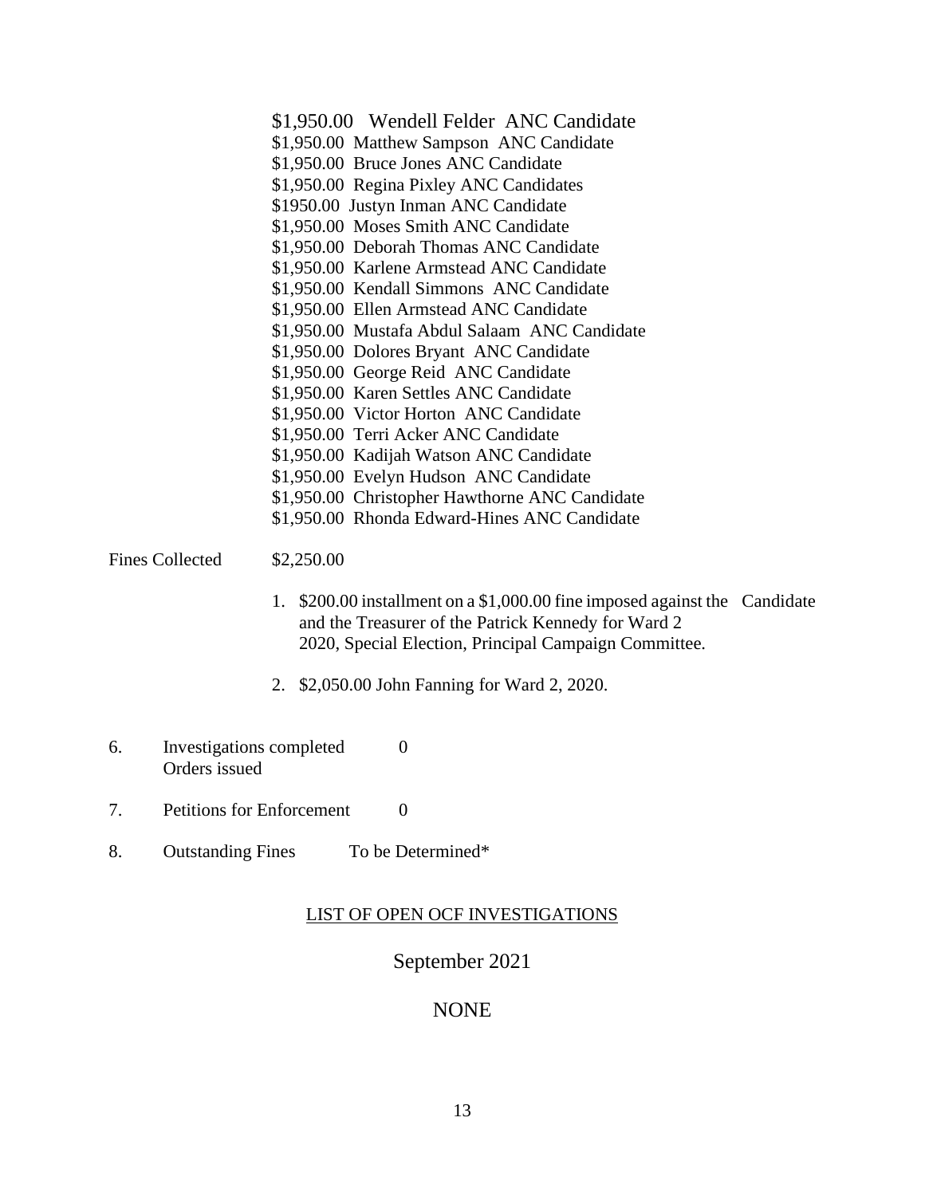$1,950.00 Wendell Felder ANC Candidate
$1,950.00 Matthew Sampson ANC Candidate
$1,950.00 Bruce Jones ANC Candidate
$1,950.00 Regina Pixley ANC Candidates
$1950.00 Justyn Inman ANC Candidate
$1,950.00 Moses Smith ANC Candidate
$1,950.00 Deborah Thomas ANC Candidate
$1,950.00 Karlene Armstead ANC Candidate
$1,950.00 Kendall Simmons ANC Candidate
$1,950.00 Ellen Armstead ANC Candidate
$1,950.00 Mustafa Abdul Salaam ANC Candidate
$1,950.00 Dolores Bryant ANC Candidate
$1,950.00 George Reid ANC Candidate
$1,950.00 Karen Settles ANC Candidate
$1,950.00 Victor Horton ANC Candidate
$1,950.00 Terri Acker ANC Candidate
$1,950.00 Kadijah Watson ANC Candidate
$1,950.00 Evelyn Hudson ANC Candidate
$1,950.00 Christopher Hawthorne ANC Candidate
$1,950.00 Rhonda Edward-Hines ANC Candidate

Fines Collected $2,250.00

1. $200.00 installment on a $1,000.00 fine imposed against the Candidate and the Treasurer of the Patrick Kennedy for Ward 2 2020, Special Election, Principal Campaign Committee.

2. $2,050.00 John Fanning for Ward 2, 2020.

6. Investigations completed 0
   Orders issued

7. Petitions for Enforcement 0

8. Outstanding Fines To be Determined*

LIST OF OPEN OCF INVESTIGATIONS

September 2021

NONE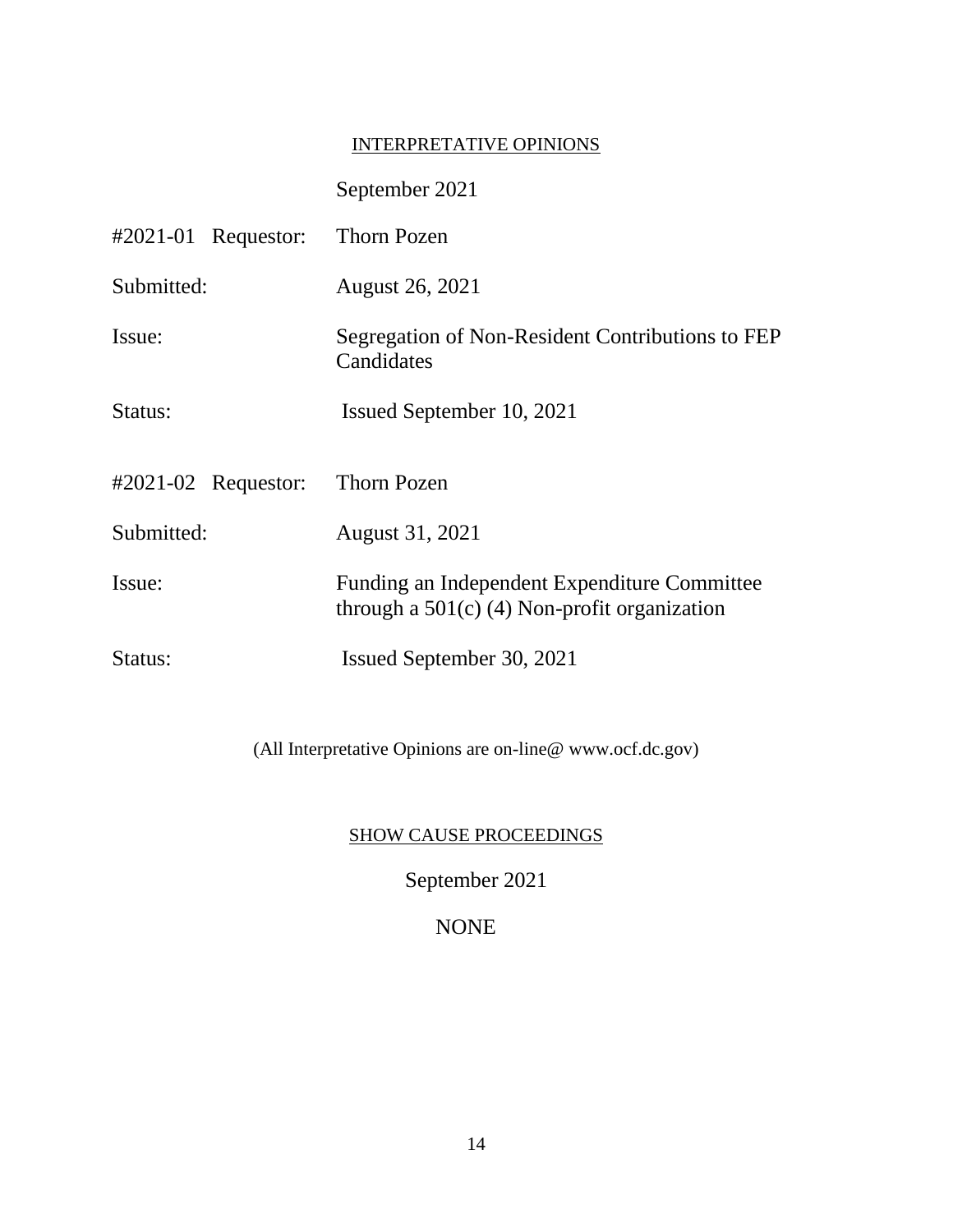## INTERPRETATIVE OPINIONS

September 2021

| | |
|---|---|
| #2021-01 Requestor: | Thorn Pozen |
| Submitted: | August 26, 2021 |
| Issue: | Segregation of Non-Resident Contributions to FEP Candidates |
| Status: | Issued September 10, 2021 |
| #2021-02 Requestor: | Thorn Pozen |
| Submitted: | August 31, 2021 |
| Issue: | Funding an Independent Expenditure Committee through a 501(c) (4) Non-profit organization |
| Status: | Issued September 30, 2021 |

(All Interpretative Opinions are on-line@ www.ocf.dc.gov)

## SHOW CAUSE PROCEEDINGS

September 2021

NONE